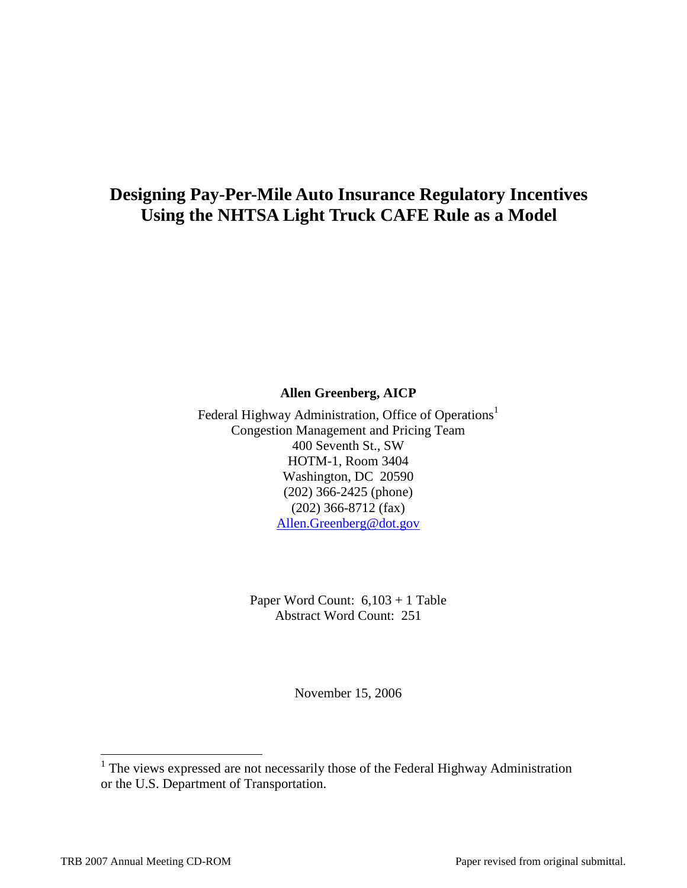# Designing Pay-Per-Mile Auto Insurance Regulatory Incentives Using the NHTSA Light Truck CAFE Rule as a Model

**Allen Greenberg, AICP**

Federal Highway Administration, Office of Operations[1]
Congestion Management and Pricing Team
400 Seventh St., SW
HOTM-1, Room 3404
Washington, DC 20590
(202) 366-2425 (phone)
(202) 366-8712 (fax)
Allen.Greenberg@dot.gov

Paper Word Count: 6,103 + 1 Table
Abstract Word Count: 251

November 15, 2006

[1] The views expressed are not necessarily those of the Federal Highway Administration or the U.S. Department of Transportation.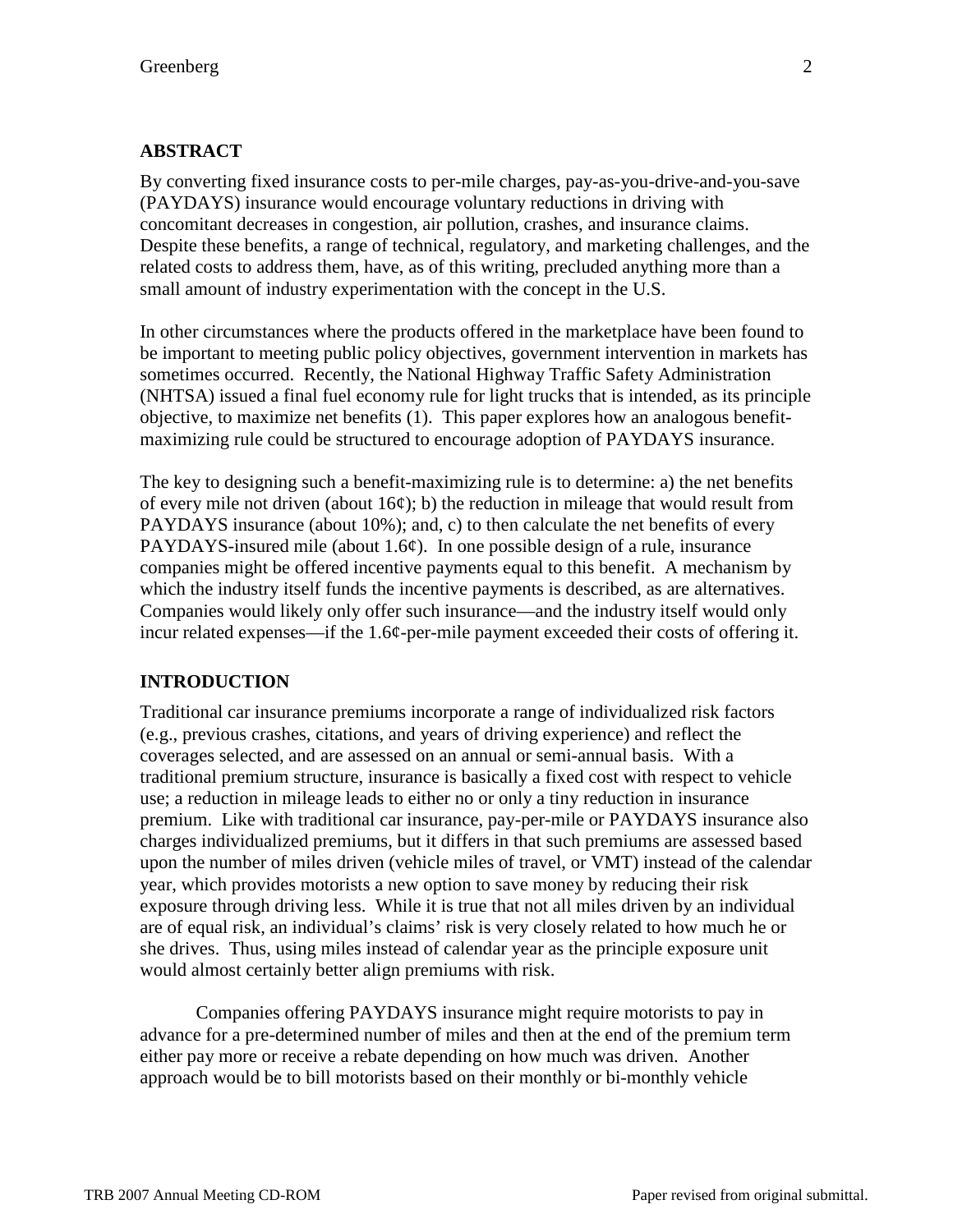## ABSTRACT

By converting fixed insurance costs to per-mile charges, pay-as-you-drive-and-you-save (PAYDAYS) insurance would encourage voluntary reductions in driving with concomitant decreases in congestion, air pollution, crashes, and insurance claims. Despite these benefits, a range of technical, regulatory, and marketing challenges, and the related costs to address them, have, as of this writing, precluded anything more than a small amount of industry experimentation with the concept in the U.S.

In other circumstances where the products offered in the marketplace have been found to be important to meeting public policy objectives, government intervention in markets has sometimes occurred. Recently, the National Highway Traffic Safety Administration (NHTSA) issued a final fuel economy rule for light trucks that is intended, as its principle objective, to maximize net benefits (1). This paper explores how an analogous benefit-maximizing rule could be structured to encourage adoption of PAYDAYS insurance.

The key to designing such a benefit-maximizing rule is to determine: a) the net benefits of every mile not driven (about 16¢); b) the reduction in mileage that would result from PAYDAYS insurance (about 10%); and, c) to then calculate the net benefits of every PAYDAYS-insured mile (about 1.6¢). In one possible design of a rule, insurance companies might be offered incentive payments equal to this benefit. A mechanism by which the industry itself funds the incentive payments is described, as are alternatives. Companies would likely only offer such insurance—and the industry itself would only incur related expenses—if the 1.6¢-per-mile payment exceeded their costs of offering it.

## INTRODUCTION

Traditional car insurance premiums incorporate a range of individualized risk factors (e.g., previous crashes, citations, and years of driving experience) and reflect the coverages selected, and are assessed on an annual or semi-annual basis. With a traditional premium structure, insurance is basically a fixed cost with respect to vehicle use; a reduction in mileage leads to either no or only a tiny reduction in insurance premium. Like with traditional car insurance, pay-per-mile or PAYDAYS insurance also charges individualized premiums, but it differs in that such premiums are assessed based upon the number of miles driven (vehicle miles of travel, or VMT) instead of the calendar year, which provides motorists a new option to save money by reducing their risk exposure through driving less. While it is true that not all miles driven by an individual are of equal risk, an individual's claims' risk is very closely related to how much he or she drives. Thus, using miles instead of calendar year as the principle exposure unit would almost certainly better align premiums with risk.

Companies offering PAYDAYS insurance might require motorists to pay in advance for a pre-determined number of miles and then at the end of the premium term either pay more or receive a rebate depending on how much was driven. Another approach would be to bill motorists based on their monthly or bi-monthly vehicle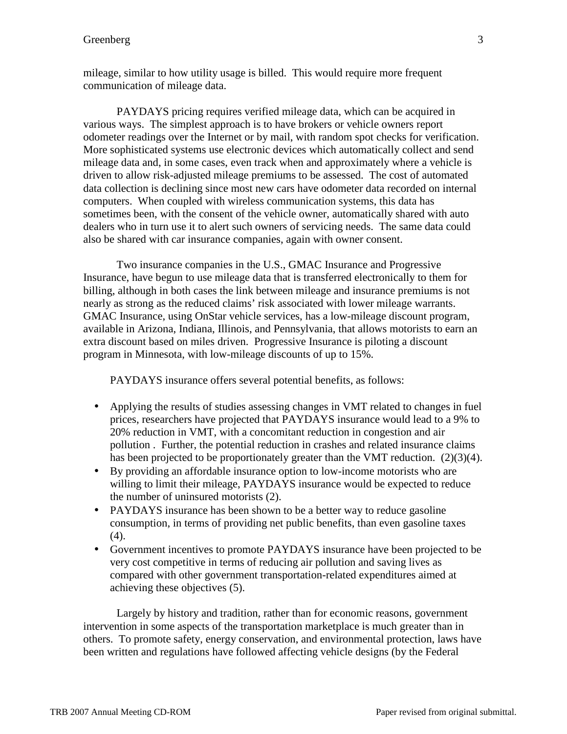mileage, similar to how utility usage is billed. This would require more frequent communication of mileage data.

PAYDAYS pricing requires verified mileage data, which can be acquired in various ways. The simplest approach is to have brokers or vehicle owners report odometer readings over the Internet or by mail, with random spot checks for verification. More sophisticated systems use electronic devices which automatically collect and send mileage data and, in some cases, even track when and approximately where a vehicle is driven to allow risk-adjusted mileage premiums to be assessed. The cost of automated data collection is declining since most new cars have odometer data recorded on internal computers. When coupled with wireless communication systems, this data has sometimes been, with the consent of the vehicle owner, automatically shared with auto dealers who in turn use it to alert such owners of servicing needs. The same data could also be shared with car insurance companies, again with owner consent.

Two insurance companies in the U.S., GMAC Insurance and Progressive Insurance, have begun to use mileage data that is transferred electronically to them for billing, although in both cases the link between mileage and insurance premiums is not nearly as strong as the reduced claims' risk associated with lower mileage warrants. GMAC Insurance, using OnStar vehicle services, has a low-mileage discount program, available in Arizona, Indiana, Illinois, and Pennsylvania, that allows motorists to earn an extra discount based on miles driven. Progressive Insurance is piloting a discount program in Minnesota, with low-mileage discounts of up to 15%.

PAYDAYS insurance offers several potential benefits, as follows:

- Applying the results of studies assessing changes in VMT related to changes in fuel prices, researchers have projected that PAYDAYS insurance would lead to a 9% to 20% reduction in VMT, with a concomitant reduction in congestion and air pollution . Further, the potential reduction in crashes and related insurance claims has been projected to be proportionately greater than the VMT reduction. (2)(3)(4).
- By providing an affordable insurance option to low-income motorists who are willing to limit their mileage, PAYDAYS insurance would be expected to reduce the number of uninsured motorists (2).
- PAYDAYS insurance has been shown to be a better way to reduce gasoline consumption, in terms of providing net public benefits, than even gasoline taxes (4).
- Government incentives to promote PAYDAYS insurance have been projected to be very cost competitive in terms of reducing air pollution and saving lives as compared with other government transportation-related expenditures aimed at achieving these objectives (5).

Largely by history and tradition, rather than for economic reasons, government intervention in some aspects of the transportation marketplace is much greater than in others. To promote safety, energy conservation, and environmental protection, laws have been written and regulations have followed affecting vehicle designs (by the Federal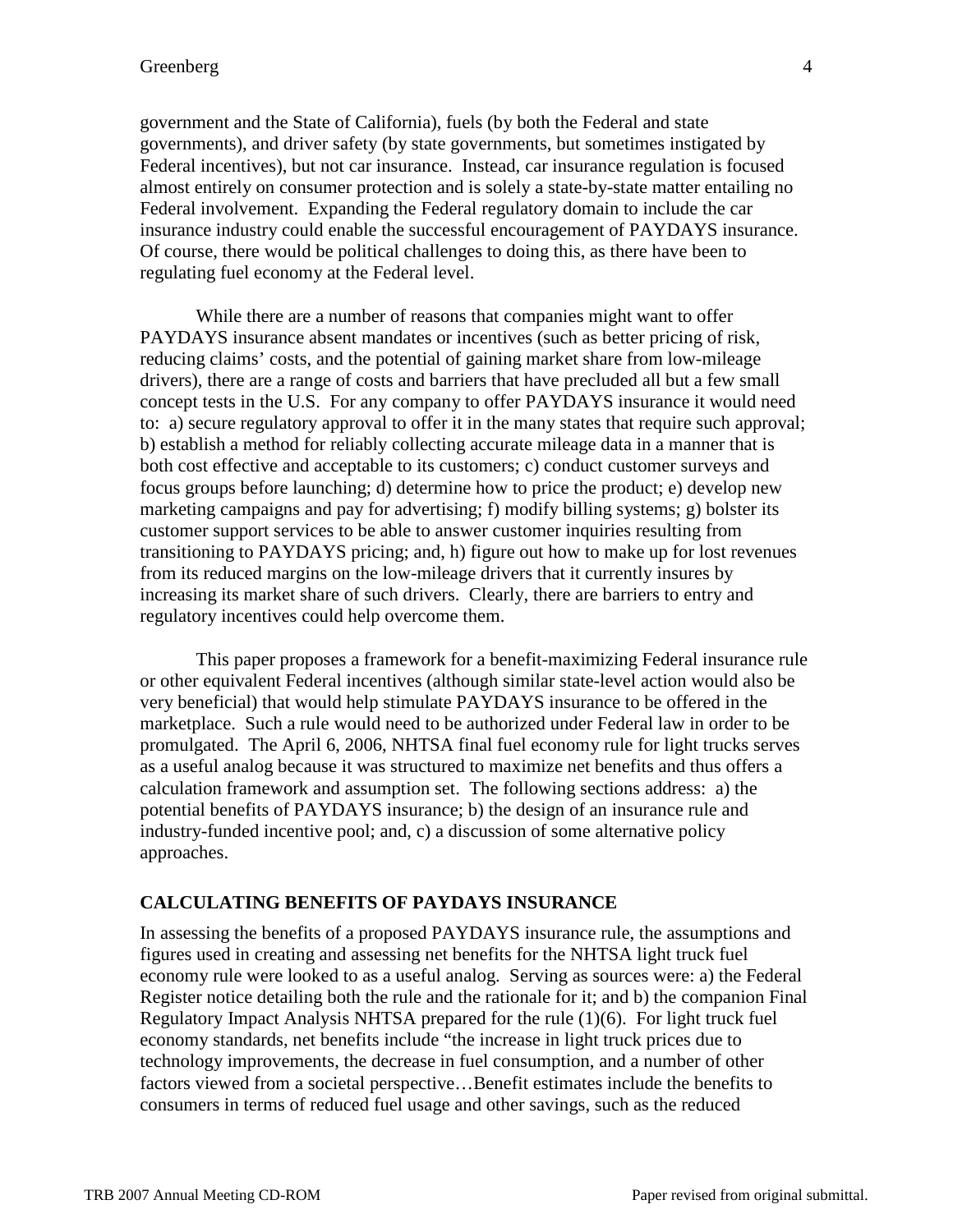government and the State of California), fuels (by both the Federal and state governments), and driver safety (by state governments, but sometimes instigated by Federal incentives), but not car insurance. Instead, car insurance regulation is focused almost entirely on consumer protection and is solely a state-by-state matter entailing no Federal involvement. Expanding the Federal regulatory domain to include the car insurance industry could enable the successful encouragement of PAYDAYS insurance. Of course, there would be political challenges to doing this, as there have been to regulating fuel economy at the Federal level.

While there are a number of reasons that companies might want to offer PAYDAYS insurance absent mandates or incentives (such as better pricing of risk, reducing claims' costs, and the potential of gaining market share from low-mileage drivers), there are a range of costs and barriers that have precluded all but a few small concept tests in the U.S. For any company to offer PAYDAYS insurance it would need to: a) secure regulatory approval to offer it in the many states that require such approval; b) establish a method for reliably collecting accurate mileage data in a manner that is both cost effective and acceptable to its customers; c) conduct customer surveys and focus groups before launching; d) determine how to price the product; e) develop new marketing campaigns and pay for advertising; f) modify billing systems; g) bolster its customer support services to be able to answer customer inquiries resulting from transitioning to PAYDAYS pricing; and, h) figure out how to make up for lost revenues from its reduced margins on the low-mileage drivers that it currently insures by increasing its market share of such drivers. Clearly, there are barriers to entry and regulatory incentives could help overcome them.

This paper proposes a framework for a benefit-maximizing Federal insurance rule or other equivalent Federal incentives (although similar state-level action would also be very beneficial) that would help stimulate PAYDAYS insurance to be offered in the marketplace. Such a rule would need to be authorized under Federal law in order to be promulgated. The April 6, 2006, NHTSA final fuel economy rule for light trucks serves as a useful analog because it was structured to maximize net benefits and thus offers a calculation framework and assumption set. The following sections address: a) the potential benefits of PAYDAYS insurance; b) the design of an insurance rule and industry-funded incentive pool; and, c) a discussion of some alternative policy approaches.

## CALCULATING BENEFITS OF PAYDAYS INSURANCE

In assessing the benefits of a proposed PAYDAYS insurance rule, the assumptions and figures used in creating and assessing net benefits for the NHTSA light truck fuel economy rule were looked to as a useful analog. Serving as sources were: a) the Federal Register notice detailing both the rule and the rationale for it; and b) the companion Final Regulatory Impact Analysis NHTSA prepared for the rule (1)(6). For light truck fuel economy standards, net benefits include "the increase in light truck prices due to technology improvements, the decrease in fuel consumption, and a number of other factors viewed from a societal perspective…Benefit estimates include the benefits to consumers in terms of reduced fuel usage and other savings, such as the reduced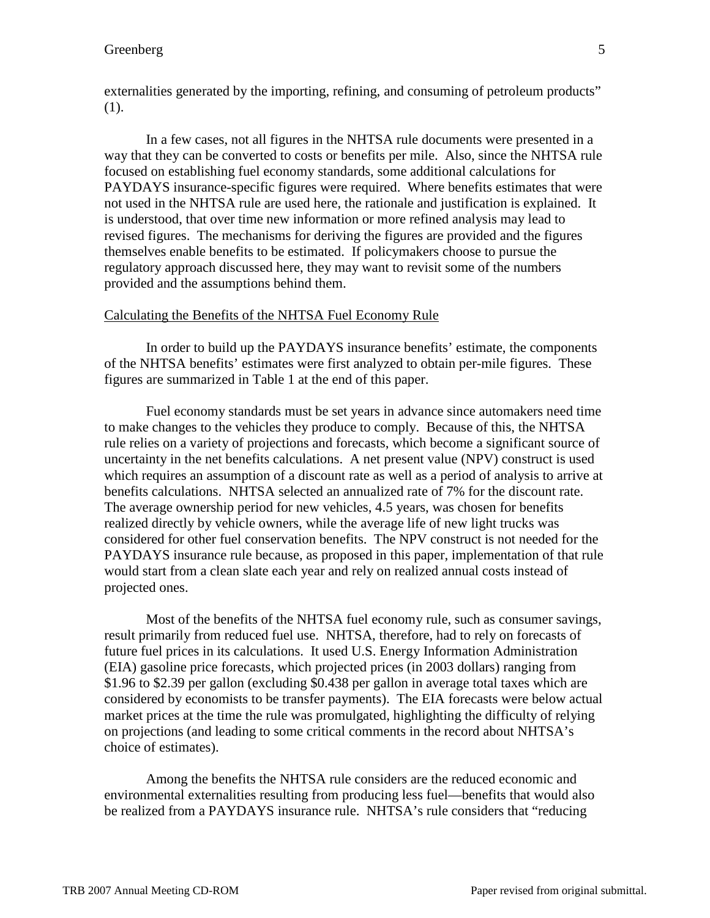externalities generated by the importing, refining, and consuming of petroleum products" (1).

In a few cases, not all figures in the NHTSA rule documents were presented in a way that they can be converted to costs or benefits per mile. Also, since the NHTSA rule focused on establishing fuel economy standards, some additional calculations for PAYDAYS insurance-specific figures were required. Where benefits estimates that were not used in the NHTSA rule are used here, the rationale and justification is explained. It is understood, that over time new information or more refined analysis may lead to revised figures. The mechanisms for deriving the figures are provided and the figures themselves enable benefits to be estimated. If policymakers choose to pursue the regulatory approach discussed here, they may want to revisit some of the numbers provided and the assumptions behind them.

## Calculating the Benefits of the NHTSA Fuel Economy Rule

In order to build up the PAYDAYS insurance benefits' estimate, the components of the NHTSA benefits' estimates were first analyzed to obtain per-mile figures. These figures are summarized in Table 1 at the end of this paper.

Fuel economy standards must be set years in advance since automakers need time to make changes to the vehicles they produce to comply. Because of this, the NHTSA rule relies on a variety of projections and forecasts, which become a significant source of uncertainty in the net benefits calculations. A net present value (NPV) construct is used which requires an assumption of a discount rate as well as a period of analysis to arrive at benefits calculations. NHTSA selected an annualized rate of 7% for the discount rate. The average ownership period for new vehicles, 4.5 years, was chosen for benefits realized directly by vehicle owners, while the average life of new light trucks was considered for other fuel conservation benefits. The NPV construct is not needed for the PAYDAYS insurance rule because, as proposed in this paper, implementation of that rule would start from a clean slate each year and rely on realized annual costs instead of projected ones.

Most of the benefits of the NHTSA fuel economy rule, such as consumer savings, result primarily from reduced fuel use. NHTSA, therefore, had to rely on forecasts of future fuel prices in its calculations. It used U.S. Energy Information Administration (EIA) gasoline price forecasts, which projected prices (in 2003 dollars) ranging from $1.96 to $2.39 per gallon (excluding $0.438 per gallon in average total taxes which are considered by economists to be transfer payments). The EIA forecasts were below actual market prices at the time the rule was promulgated, highlighting the difficulty of relying on projections (and leading to some critical comments in the record about NHTSA's choice of estimates).

Among the benefits the NHTSA rule considers are the reduced economic and environmental externalities resulting from producing less fuel—benefits that would also be realized from a PAYDAYS insurance rule. NHTSA's rule considers that "reducing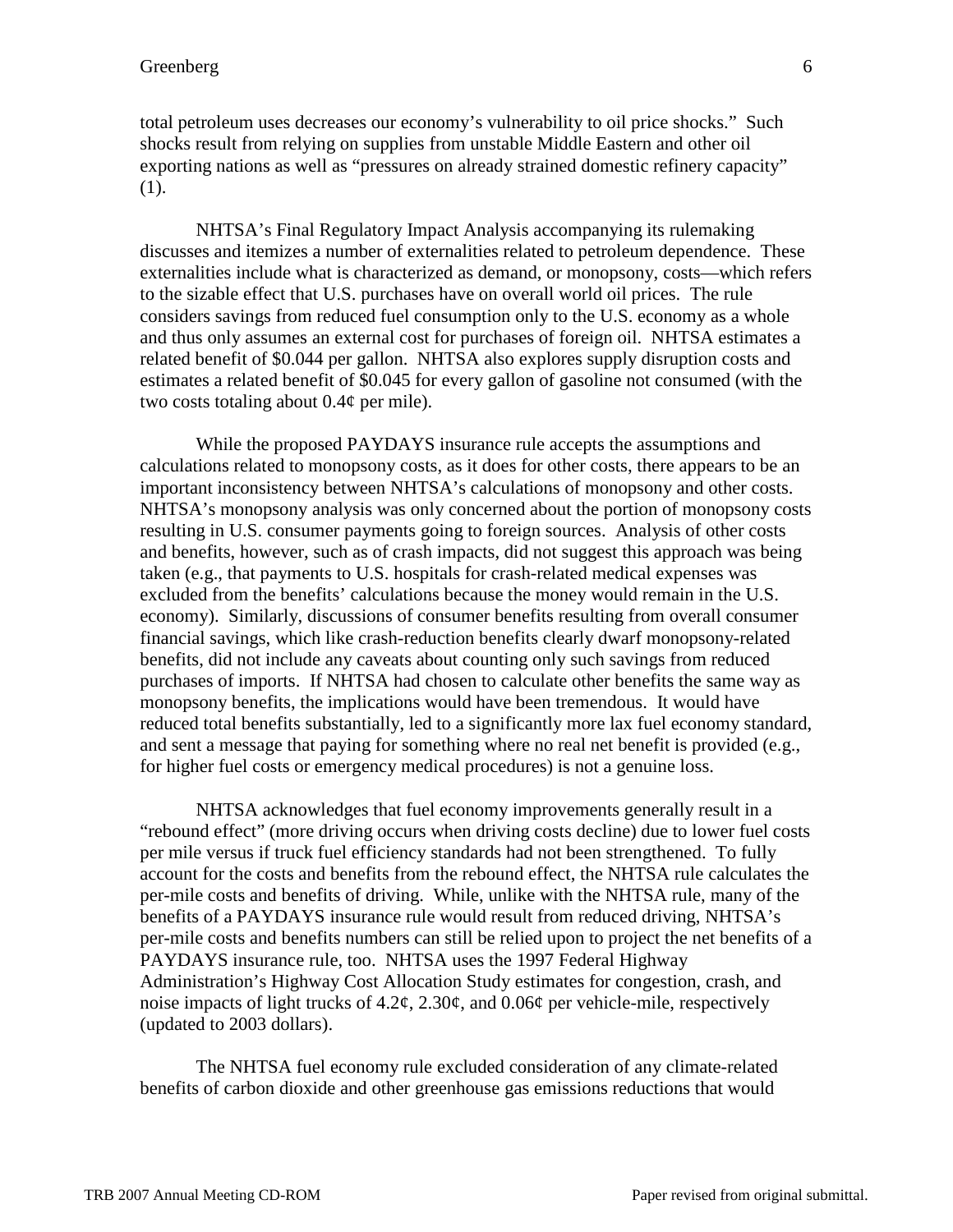total petroleum uses decreases our economy's vulnerability to oil price shocks." Such shocks result from relying on supplies from unstable Middle Eastern and other oil exporting nations as well as "pressures on already strained domestic refinery capacity" (1).

NHTSA's Final Regulatory Impact Analysis accompanying its rulemaking discusses and itemizes a number of externalities related to petroleum dependence. These externalities include what is characterized as demand, or monopsony, costs—which refers to the sizable effect that U.S. purchases have on overall world oil prices. The rule considers savings from reduced fuel consumption only to the U.S. economy as a whole and thus only assumes an external cost for purchases of foreign oil. NHTSA estimates a related benefit of $0.044 per gallon. NHTSA also explores supply disruption costs and estimates a related benefit of $0.045 for every gallon of gasoline not consumed (with the two costs totaling about 0.4¢ per mile).

While the proposed PAYDAYS insurance rule accepts the assumptions and calculations related to monopsony costs, as it does for other costs, there appears to be an important inconsistency between NHTSA's calculations of monopsony and other costs. NHTSA's monopsony analysis was only concerned about the portion of monopsony costs resulting in U.S. consumer payments going to foreign sources. Analysis of other costs and benefits, however, such as of crash impacts, did not suggest this approach was being taken (e.g., that payments to U.S. hospitals for crash-related medical expenses was excluded from the benefits' calculations because the money would remain in the U.S. economy). Similarly, discussions of consumer benefits resulting from overall consumer financial savings, which like crash-reduction benefits clearly dwarf monopsony-related benefits, did not include any caveats about counting only such savings from reduced purchases of imports. If NHTSA had chosen to calculate other benefits the same way as monopsony benefits, the implications would have been tremendous. It would have reduced total benefits substantially, led to a significantly more lax fuel economy standard, and sent a message that paying for something where no real net benefit is provided (e.g., for higher fuel costs or emergency medical procedures) is not a genuine loss.

NHTSA acknowledges that fuel economy improvements generally result in a "rebound effect" (more driving occurs when driving costs decline) due to lower fuel costs per mile versus if truck fuel efficiency standards had not been strengthened. To fully account for the costs and benefits from the rebound effect, the NHTSA rule calculates the per-mile costs and benefits of driving. While, unlike with the NHTSA rule, many of the benefits of a PAYDAYS insurance rule would result from reduced driving, NHTSA's per-mile costs and benefits numbers can still be relied upon to project the net benefits of a PAYDAYS insurance rule, too. NHTSA uses the 1997 Federal Highway Administration's Highway Cost Allocation Study estimates for congestion, crash, and noise impacts of light trucks of 4.2¢, 2.30¢, and 0.06¢ per vehicle-mile, respectively (updated to 2003 dollars).

The NHTSA fuel economy rule excluded consideration of any climate-related benefits of carbon dioxide and other greenhouse gas emissions reductions that would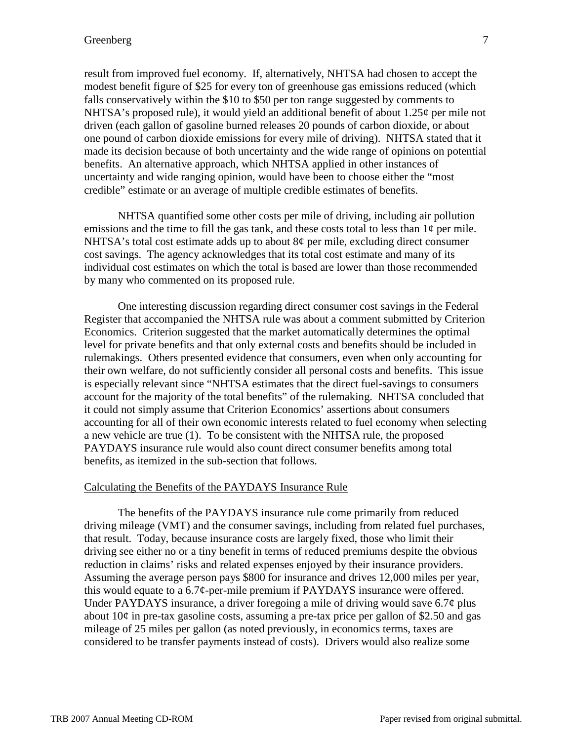result from improved fuel economy. If, alternatively, NHTSA had chosen to accept the modest benefit figure of $25 for every ton of greenhouse gas emissions reduced (which falls conservatively within the $10 to $50 per ton range suggested by comments to NHTSA's proposed rule), it would yield an additional benefit of about 1.25¢ per mile not driven (each gallon of gasoline burned releases 20 pounds of carbon dioxide, or about one pound of carbon dioxide emissions for every mile of driving). NHTSA stated that it made its decision because of both uncertainty and the wide range of opinions on potential benefits. An alternative approach, which NHTSA applied in other instances of uncertainty and wide ranging opinion, would have been to choose either the "most credible" estimate or an average of multiple credible estimates of benefits.

NHTSA quantified some other costs per mile of driving, including air pollution emissions and the time to fill the gas tank, and these costs total to less than 1¢ per mile. NHTSA's total cost estimate adds up to about 8¢ per mile, excluding direct consumer cost savings. The agency acknowledges that its total cost estimate and many of its individual cost estimates on which the total is based are lower than those recommended by many who commented on its proposed rule.

One interesting discussion regarding direct consumer cost savings in the Federal Register that accompanied the NHTSA rule was about a comment submitted by Criterion Economics. Criterion suggested that the market automatically determines the optimal level for private benefits and that only external costs and benefits should be included in rulemakings. Others presented evidence that consumers, even when only accounting for their own welfare, do not sufficiently consider all personal costs and benefits. This issue is especially relevant since "NHTSA estimates that the direct fuel-savings to consumers account for the majority of the total benefits" of the rulemaking. NHTSA concluded that it could not simply assume that Criterion Economics' assertions about consumers accounting for all of their own economic interests related to fuel economy when selecting a new vehicle are true (1). To be consistent with the NHTSA rule, the proposed PAYDAYS insurance rule would also count direct consumer benefits among total benefits, as itemized in the sub-section that follows.

## Calculating the Benefits of the PAYDAYS Insurance Rule

The benefits of the PAYDAYS insurance rule come primarily from reduced driving mileage (VMT) and the consumer savings, including from related fuel purchases, that result. Today, because insurance costs are largely fixed, those who limit their driving see either no or a tiny benefit in terms of reduced premiums despite the obvious reduction in claims' risks and related expenses enjoyed by their insurance providers. Assuming the average person pays $800 for insurance and drives 12,000 miles per year, this would equate to a 6.7¢-per-mile premium if PAYDAYS insurance were offered. Under PAYDAYS insurance, a driver foregoing a mile of driving would save 6.7¢ plus about 10¢ in pre-tax gasoline costs, assuming a pre-tax price per gallon of $2.50 and gas mileage of 25 miles per gallon (as noted previously, in economics terms, taxes are considered to be transfer payments instead of costs). Drivers would also realize some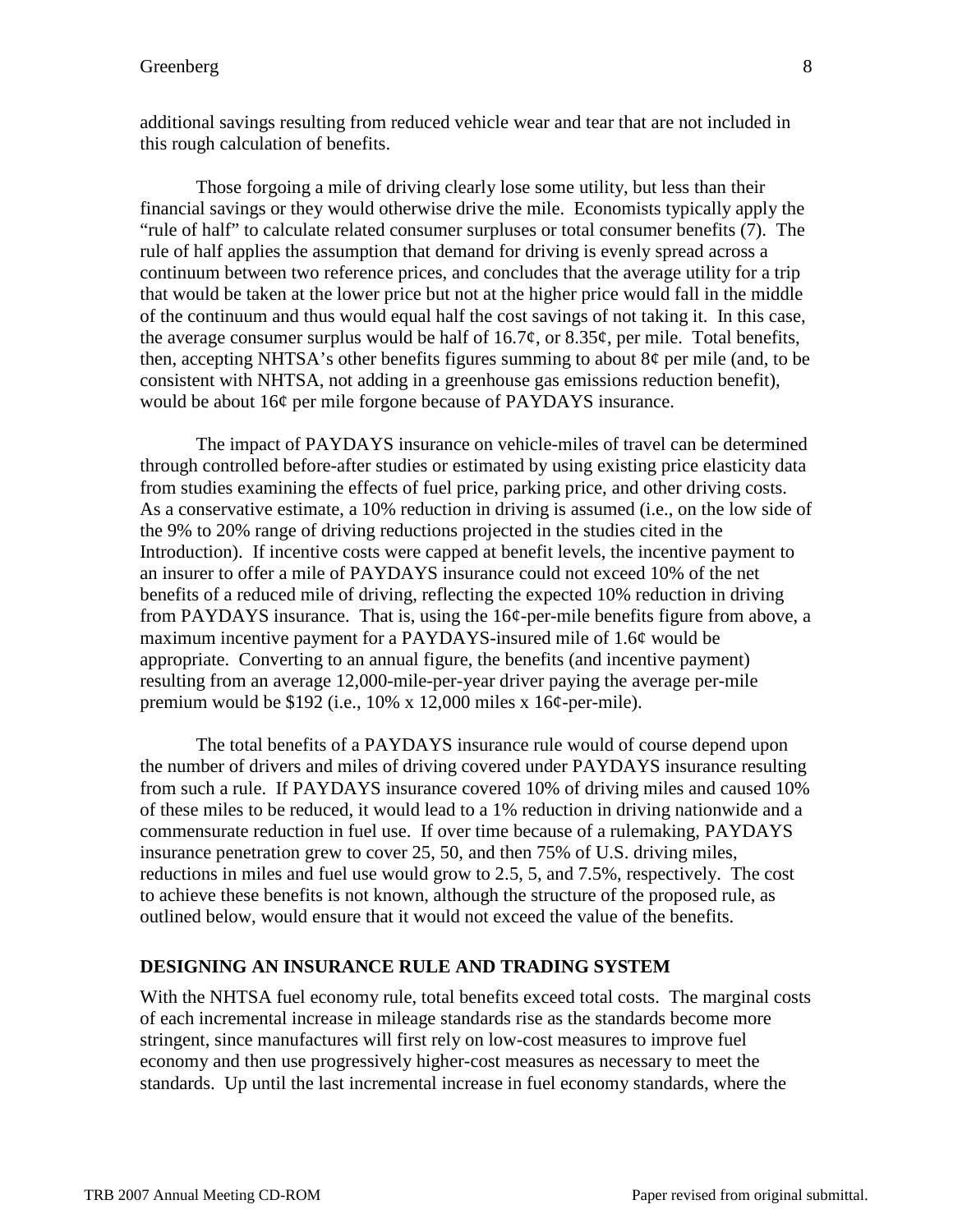additional savings resulting from reduced vehicle wear and tear that are not included in this rough calculation of benefits.

Those forgoing a mile of driving clearly lose some utility, but less than their financial savings or they would otherwise drive the mile. Economists typically apply the "rule of half" to calculate related consumer surpluses or total consumer benefits (7). The rule of half applies the assumption that demand for driving is evenly spread across a continuum between two reference prices, and concludes that the average utility for a trip that would be taken at the lower price but not at the higher price would fall in the middle of the continuum and thus would equal half the cost savings of not taking it. In this case, the average consumer surplus would be half of 16.7¢, or 8.35¢, per mile. Total benefits, then, accepting NHTSA's other benefits figures summing to about 8¢ per mile (and, to be consistent with NHTSA, not adding in a greenhouse gas emissions reduction benefit), would be about 16¢ per mile forgone because of PAYDAYS insurance.

The impact of PAYDAYS insurance on vehicle-miles of travel can be determined through controlled before-after studies or estimated by using existing price elasticity data from studies examining the effects of fuel price, parking price, and other driving costs. As a conservative estimate, a 10% reduction in driving is assumed (i.e., on the low side of the 9% to 20% range of driving reductions projected in the studies cited in the Introduction). If incentive costs were capped at benefit levels, the incentive payment to an insurer to offer a mile of PAYDAYS insurance could not exceed 10% of the net benefits of a reduced mile of driving, reflecting the expected 10% reduction in driving from PAYDAYS insurance. That is, using the 16¢-per-mile benefits figure from above, a maximum incentive payment for a PAYDAYS-insured mile of 1.6¢ would be appropriate. Converting to an annual figure, the benefits (and incentive payment) resulting from an average 12,000-mile-per-year driver paying the average per-mile premium would be $192 (i.e., 10% x 12,000 miles x 16¢-per-mile).

The total benefits of a PAYDAYS insurance rule would of course depend upon the number of drivers and miles of driving covered under PAYDAYS insurance resulting from such a rule. If PAYDAYS insurance covered 10% of driving miles and caused 10% of these miles to be reduced, it would lead to a 1% reduction in driving nationwide and a commensurate reduction in fuel use. If over time because of a rulemaking, PAYDAYS insurance penetration grew to cover 25, 50, and then 75% of U.S. driving miles, reductions in miles and fuel use would grow to 2.5, 5, and 7.5%, respectively. The cost to achieve these benefits is not known, although the structure of the proposed rule, as outlined below, would ensure that it would not exceed the value of the benefits.

## DESIGNING AN INSURANCE RULE AND TRADING SYSTEM

With the NHTSA fuel economy rule, total benefits exceed total costs. The marginal costs of each incremental increase in mileage standards rise as the standards become more stringent, since manufactures will first rely on low-cost measures to improve fuel economy and then use progressively higher-cost measures as necessary to meet the standards. Up until the last incremental increase in fuel economy standards, where the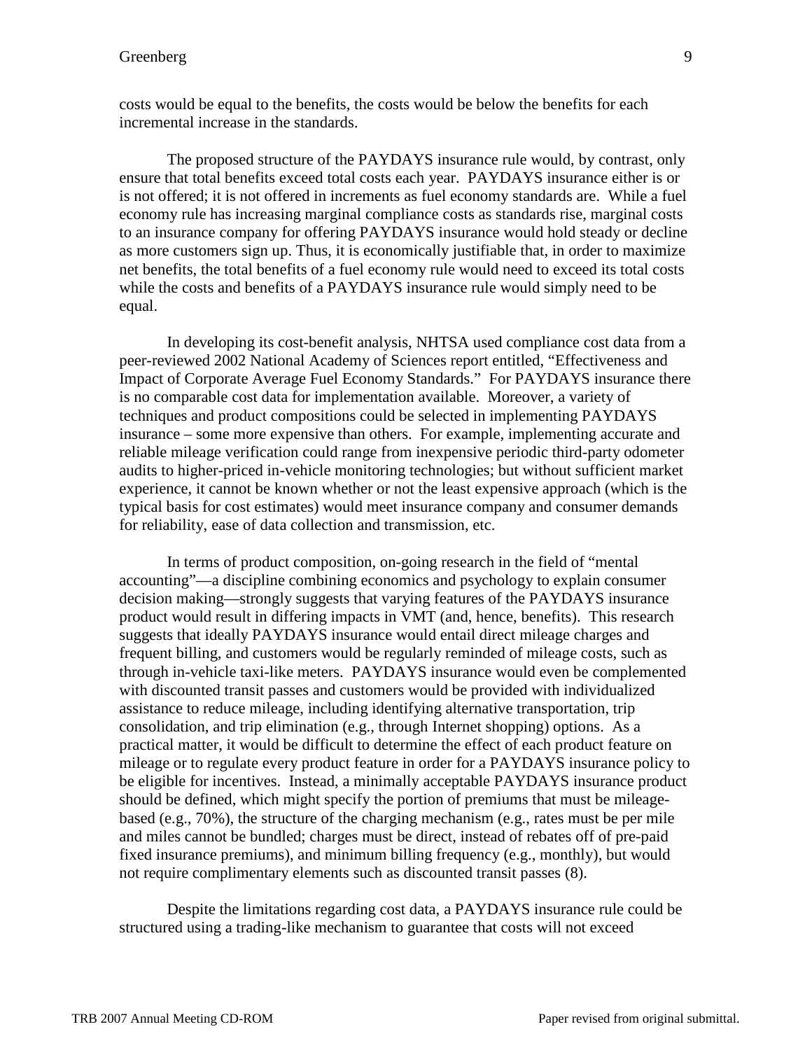costs would be equal to the benefits, the costs would be below the benefits for each incremental increase in the standards.

The proposed structure of the PAYDAYS insurance rule would, by contrast, only ensure that total benefits exceed total costs each year. PAYDAYS insurance either is or is not offered; it is not offered in increments as fuel economy standards are. While a fuel economy rule has increasing marginal compliance costs as standards rise, marginal costs to an insurance company for offering PAYDAYS insurance would hold steady or decline as more customers sign up. Thus, it is economically justifiable that, in order to maximize net benefits, the total benefits of a fuel economy rule would need to exceed its total costs while the costs and benefits of a PAYDAYS insurance rule would simply need to be equal.

In developing its cost-benefit analysis, NHTSA used compliance cost data from a peer-reviewed 2002 National Academy of Sciences report entitled, "Effectiveness and Impact of Corporate Average Fuel Economy Standards." For PAYDAYS insurance there is no comparable cost data for implementation available. Moreover, a variety of techniques and product compositions could be selected in implementing PAYDAYS insurance – some more expensive than others. For example, implementing accurate and reliable mileage verification could range from inexpensive periodic third-party odometer audits to higher-priced in-vehicle monitoring technologies; but without sufficient market experience, it cannot be known whether or not the least expensive approach (which is the typical basis for cost estimates) would meet insurance company and consumer demands for reliability, ease of data collection and transmission, etc.

In terms of product composition, on-going research in the field of "mental accounting"—a discipline combining economics and psychology to explain consumer decision making—strongly suggests that varying features of the PAYDAYS insurance product would result in differing impacts in VMT (and, hence, benefits). This research suggests that ideally PAYDAYS insurance would entail direct mileage charges and frequent billing, and customers would be regularly reminded of mileage costs, such as through in-vehicle taxi-like meters. PAYDAYS insurance would even be complemented with discounted transit passes and customers would be provided with individualized assistance to reduce mileage, including identifying alternative transportation, trip consolidation, and trip elimination (e.g., through Internet shopping) options. As a practical matter, it would be difficult to determine the effect of each product feature on mileage or to regulate every product feature in order for a PAYDAYS insurance policy to be eligible for incentives. Instead, a minimally acceptable PAYDAYS insurance product should be defined, which might specify the portion of premiums that must be mileage-based (e.g., 70%), the structure of the charging mechanism (e.g., rates must be per mile and miles cannot be bundled; charges must be direct, instead of rebates off of pre-paid fixed insurance premiums), and minimum billing frequency (e.g., monthly), but would not require complimentary elements such as discounted transit passes (8).

Despite the limitations regarding cost data, a PAYDAYS insurance rule could be structured using a trading-like mechanism to guarantee that costs will not exceed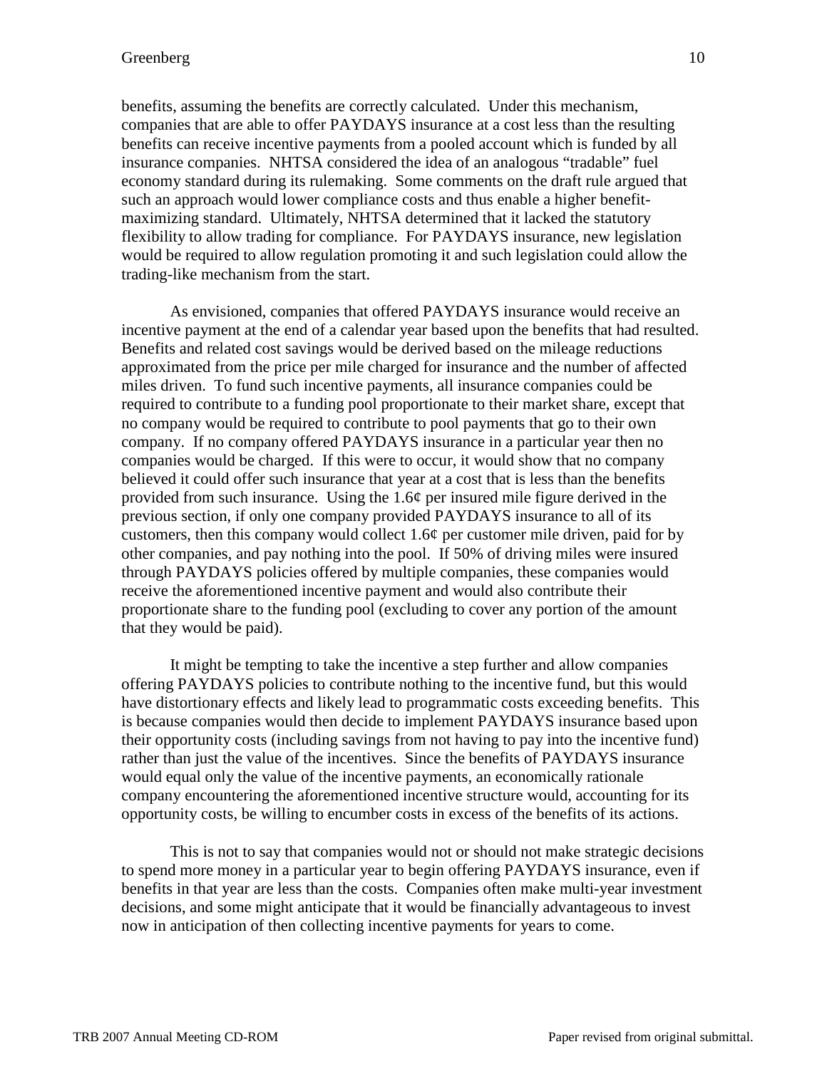benefits, assuming the benefits are correctly calculated. Under this mechanism, companies that are able to offer PAYDAYS insurance at a cost less than the resulting benefits can receive incentive payments from a pooled account which is funded by all insurance companies. NHTSA considered the idea of an analogous "tradable" fuel economy standard during its rulemaking. Some comments on the draft rule argued that such an approach would lower compliance costs and thus enable a higher benefit-maximizing standard. Ultimately, NHTSA determined that it lacked the statutory flexibility to allow trading for compliance. For PAYDAYS insurance, new legislation would be required to allow regulation promoting it and such legislation could allow the trading-like mechanism from the start.

As envisioned, companies that offered PAYDAYS insurance would receive an incentive payment at the end of a calendar year based upon the benefits that had resulted. Benefits and related cost savings would be derived based on the mileage reductions approximated from the price per mile charged for insurance and the number of affected miles driven. To fund such incentive payments, all insurance companies could be required to contribute to a funding pool proportionate to their market share, except that no company would be required to contribute to pool payments that go to their own company. If no company offered PAYDAYS insurance in a particular year then no companies would be charged. If this were to occur, it would show that no company believed it could offer such insurance that year at a cost that is less than the benefits provided from such insurance. Using the 1.6¢ per insured mile figure derived in the previous section, if only one company provided PAYDAYS insurance to all of its customers, then this company would collect 1.6¢ per customer mile driven, paid for by other companies, and pay nothing into the pool. If 50% of driving miles were insured through PAYDAYS policies offered by multiple companies, these companies would receive the aforementioned incentive payment and would also contribute their proportionate share to the funding pool (excluding to cover any portion of the amount that they would be paid).

It might be tempting to take the incentive a step further and allow companies offering PAYDAYS policies to contribute nothing to the incentive fund, but this would have distortionary effects and likely lead to programmatic costs exceeding benefits. This is because companies would then decide to implement PAYDAYS insurance based upon their opportunity costs (including savings from not having to pay into the incentive fund) rather than just the value of the incentives. Since the benefits of PAYDAYS insurance would equal only the value of the incentive payments, an economically rationale company encountering the aforementioned incentive structure would, accounting for its opportunity costs, be willing to encumber costs in excess of the benefits of its actions.

This is not to say that companies would not or should not make strategic decisions to spend more money in a particular year to begin offering PAYDAYS insurance, even if benefits in that year are less than the costs. Companies often make multi-year investment decisions, and some might anticipate that it would be financially advantageous to invest now in anticipation of then collecting incentive payments for years to come.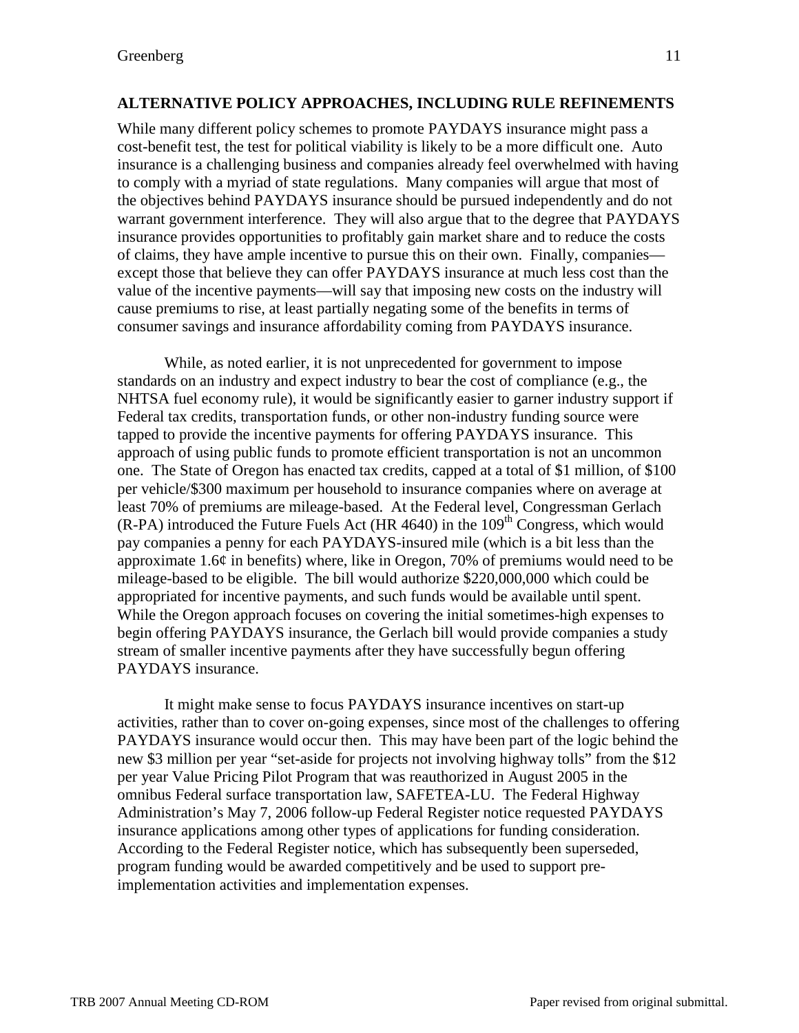## ALTERNATIVE POLICY APPROACHES, INCLUDING RULE REFINEMENTS

While many different policy schemes to promote PAYDAYS insurance might pass a cost-benefit test, the test for political viability is likely to be a more difficult one. Auto insurance is a challenging business and companies already feel overwhelmed with having to comply with a myriad of state regulations. Many companies will argue that most of the objectives behind PAYDAYS insurance should be pursued independently and do not warrant government interference. They will also argue that to the degree that PAYDAYS insurance provides opportunities to profitably gain market share and to reduce the costs of claims, they have ample incentive to pursue this on their own. Finally, companies—except those that believe they can offer PAYDAYS insurance at much less cost than the value of the incentive payments—will say that imposing new costs on the industry will cause premiums to rise, at least partially negating some of the benefits in terms of consumer savings and insurance affordability coming from PAYDAYS insurance.

While, as noted earlier, it is not unprecedented for government to impose standards on an industry and expect industry to bear the cost of compliance (e.g., the NHTSA fuel economy rule), it would be significantly easier to garner industry support if Federal tax credits, transportation funds, or other non-industry funding source were tapped to provide the incentive payments for offering PAYDAYS insurance. This approach of using public funds to promote efficient transportation is not an uncommon one. The State of Oregon has enacted tax credits, capped at a total of $1 million, of $100 per vehicle/$300 maximum per household to insurance companies where on average at least 70% of premiums are mileage-based. At the Federal level, Congressman Gerlach (R-PA) introduced the Future Fuels Act (HR 4640) in the 109th Congress, which would pay companies a penny for each PAYDAYS-insured mile (which is a bit less than the approximate 1.6¢ in benefits) where, like in Oregon, 70% of premiums would need to be mileage-based to be eligible. The bill would authorize $220,000,000 which could be appropriated for incentive payments, and such funds would be available until spent. While the Oregon approach focuses on covering the initial sometimes-high expenses to begin offering PAYDAYS insurance, the Gerlach bill would provide companies a study stream of smaller incentive payments after they have successfully begun offering PAYDAYS insurance.

It might make sense to focus PAYDAYS insurance incentives on start-up activities, rather than to cover on-going expenses, since most of the challenges to offering PAYDAYS insurance would occur then. This may have been part of the logic behind the new $3 million per year "set-aside for projects not involving highway tolls" from the $12 per year Value Pricing Pilot Program that was reauthorized in August 2005 in the omnibus Federal surface transportation law, SAFETEA-LU. The Federal Highway Administration's May 7, 2006 follow-up Federal Register notice requested PAYDAYS insurance applications among other types of applications for funding consideration. According to the Federal Register notice, which has subsequently been superseded, program funding would be awarded competitively and be used to support pre-implementation activities and implementation expenses.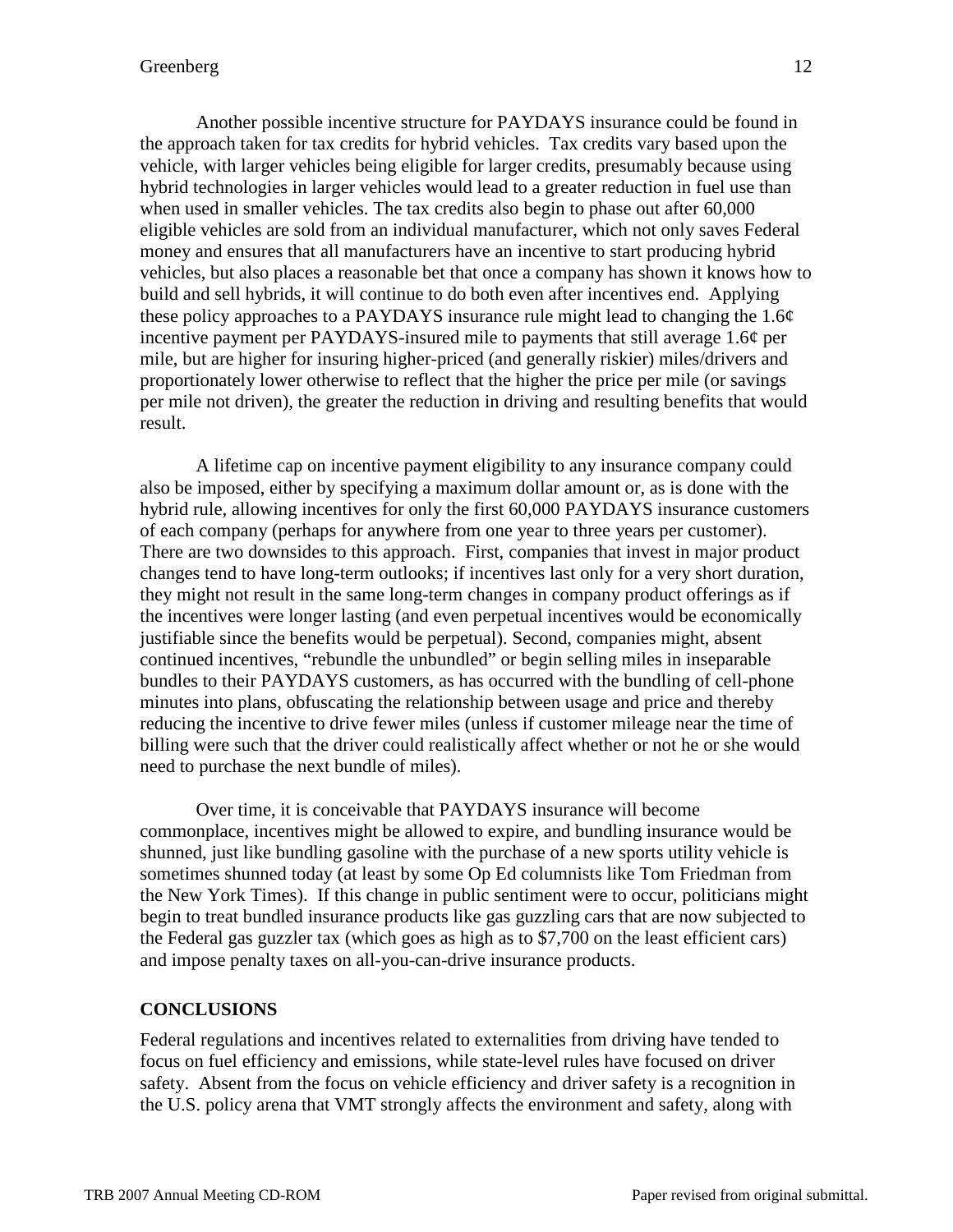Another possible incentive structure for PAYDAYS insurance could be found in the approach taken for tax credits for hybrid vehicles. Tax credits vary based upon the vehicle, with larger vehicles being eligible for larger credits, presumably because using hybrid technologies in larger vehicles would lead to a greater reduction in fuel use than when used in smaller vehicles. The tax credits also begin to phase out after 60,000 eligible vehicles are sold from an individual manufacturer, which not only saves Federal money and ensures that all manufacturers have an incentive to start producing hybrid vehicles, but also places a reasonable bet that once a company has shown it knows how to build and sell hybrids, it will continue to do both even after incentives end. Applying these policy approaches to a PAYDAYS insurance rule might lead to changing the 1.6¢ incentive payment per PAYDAYS-insured mile to payments that still average 1.6¢ per mile, but are higher for insuring higher-priced (and generally riskier) miles/drivers and proportionately lower otherwise to reflect that the higher the price per mile (or savings per mile not driven), the greater the reduction in driving and resulting benefits that would result.

A lifetime cap on incentive payment eligibility to any insurance company could also be imposed, either by specifying a maximum dollar amount or, as is done with the hybrid rule, allowing incentives for only the first 60,000 PAYDAYS insurance customers of each company (perhaps for anywhere from one year to three years per customer). There are two downsides to this approach. First, companies that invest in major product changes tend to have long-term outlooks; if incentives last only for a very short duration, they might not result in the same long-term changes in company product offerings as if the incentives were longer lasting (and even perpetual incentives would be economically justifiable since the benefits would be perpetual). Second, companies might, absent continued incentives, "rebundle the unbundled" or begin selling miles in inseparable bundles to their PAYDAYS customers, as has occurred with the bundling of cell-phone minutes into plans, obfuscating the relationship between usage and price and thereby reducing the incentive to drive fewer miles (unless if customer mileage near the time of billing were such that the driver could realistically affect whether or not he or she would need to purchase the next bundle of miles).

Over time, it is conceivable that PAYDAYS insurance will become commonplace, incentives might be allowed to expire, and bundling insurance would be shunned, just like bundling gasoline with the purchase of a new sports utility vehicle is sometimes shunned today (at least by some Op Ed columnists like Tom Friedman from the New York Times). If this change in public sentiment were to occur, politicians might begin to treat bundled insurance products like gas guzzling cars that are now subjected to the Federal gas guzzler tax (which goes as high as to $7,700 on the least efficient cars) and impose penalty taxes on all-you-can-drive insurance products.

## CONCLUSIONS

Federal regulations and incentives related to externalities from driving have tended to focus on fuel efficiency and emissions, while state-level rules have focused on driver safety. Absent from the focus on vehicle efficiency and driver safety is a recognition in the U.S. policy arena that VMT strongly affects the environment and safety, along with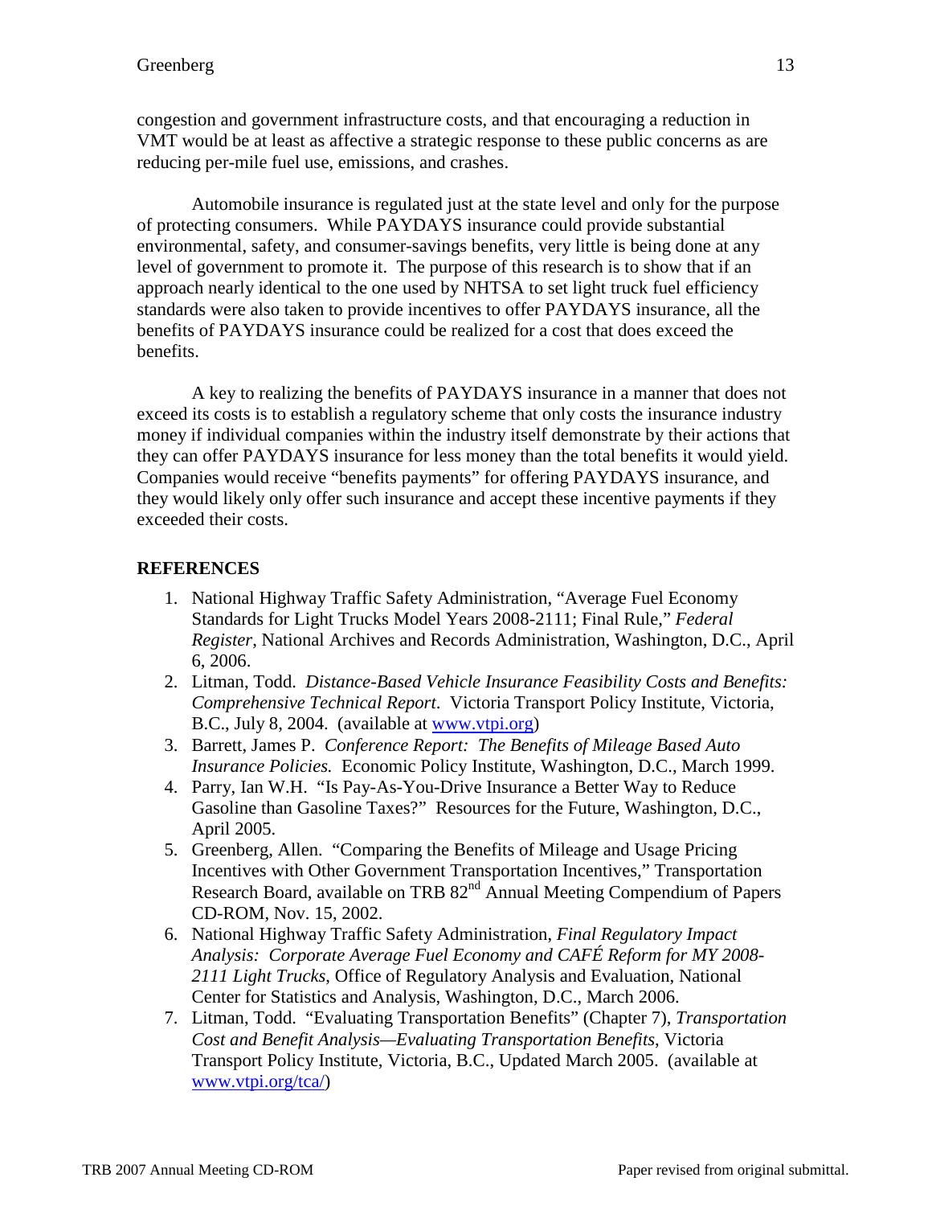congestion and government infrastructure costs, and that encouraging a reduction in VMT would be at least as affective a strategic response to these public concerns as are reducing per-mile fuel use, emissions, and crashes.

Automobile insurance is regulated just at the state level and only for the purpose of protecting consumers. While PAYDAYS insurance could provide substantial environmental, safety, and consumer-savings benefits, very little is being done at any level of government to promote it. The purpose of this research is to show that if an approach nearly identical to the one used by NHTSA to set light truck fuel efficiency standards were also taken to provide incentives to offer PAYDAYS insurance, all the benefits of PAYDAYS insurance could be realized for a cost that does exceed the benefits.

A key to realizing the benefits of PAYDAYS insurance in a manner that does not exceed its costs is to establish a regulatory scheme that only costs the insurance industry money if individual companies within the industry itself demonstrate by their actions that they can offer PAYDAYS insurance for less money than the total benefits it would yield. Companies would receive "benefits payments" for offering PAYDAYS insurance, and they would likely only offer such insurance and accept these incentive payments if they exceeded their costs.

## REFERENCES

1. National Highway Traffic Safety Administration, "Average Fuel Economy Standards for Light Trucks Model Years 2008-2111; Final Rule," *Federal Register*, National Archives and Records Administration, Washington, D.C., April 6, 2006.
2. Litman, Todd. *Distance-Based Vehicle Insurance Feasibility Costs and Benefits: Comprehensive Technical Report*. Victoria Transport Policy Institute, Victoria, B.C., July 8, 2004. (available at www.vtpi.org)
3. Barrett, James P. *Conference Report: The Benefits of Mileage Based Auto Insurance Policies.* Economic Policy Institute, Washington, D.C., March 1999.
4. Parry, Ian W.H. "Is Pay-As-You-Drive Insurance a Better Way to Reduce Gasoline than Gasoline Taxes?" Resources for the Future, Washington, D.C., April 2005.
5. Greenberg, Allen. "Comparing the Benefits of Mileage and Usage Pricing Incentives with Other Government Transportation Incentives," Transportation Research Board, available on TRB 82nd Annual Meeting Compendium of Papers CD-ROM, Nov. 15, 2002.
6. National Highway Traffic Safety Administration, *Final Regulatory Impact Analysis: Corporate Average Fuel Economy and CAFÉ Reform for MY 2008-2111 Light Trucks*, Office of Regulatory Analysis and Evaluation, National Center for Statistics and Analysis, Washington, D.C., March 2006.
7. Litman, Todd. "Evaluating Transportation Benefits" (Chapter 7), *Transportation Cost and Benefit Analysis—Evaluating Transportation Benefits*, Victoria Transport Policy Institute, Victoria, B.C., Updated March 2005. (available at www.vtpi.org/tca/)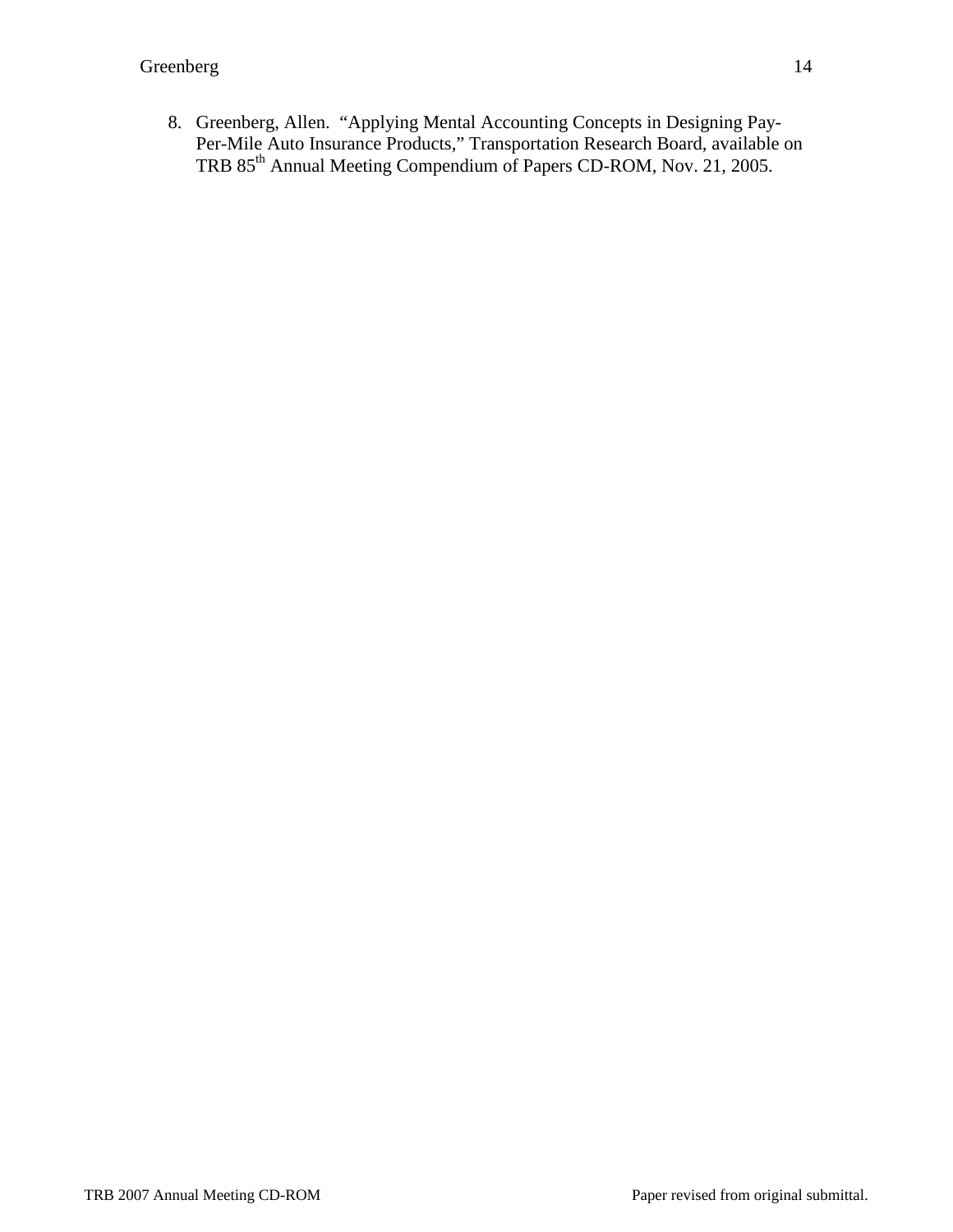8. Greenberg, Allen. "Applying Mental Accounting Concepts in Designing Pay-Per-Mile Auto Insurance Products," Transportation Research Board, available on TRB 85th Annual Meeting Compendium of Papers CD-ROM, Nov. 21, 2005.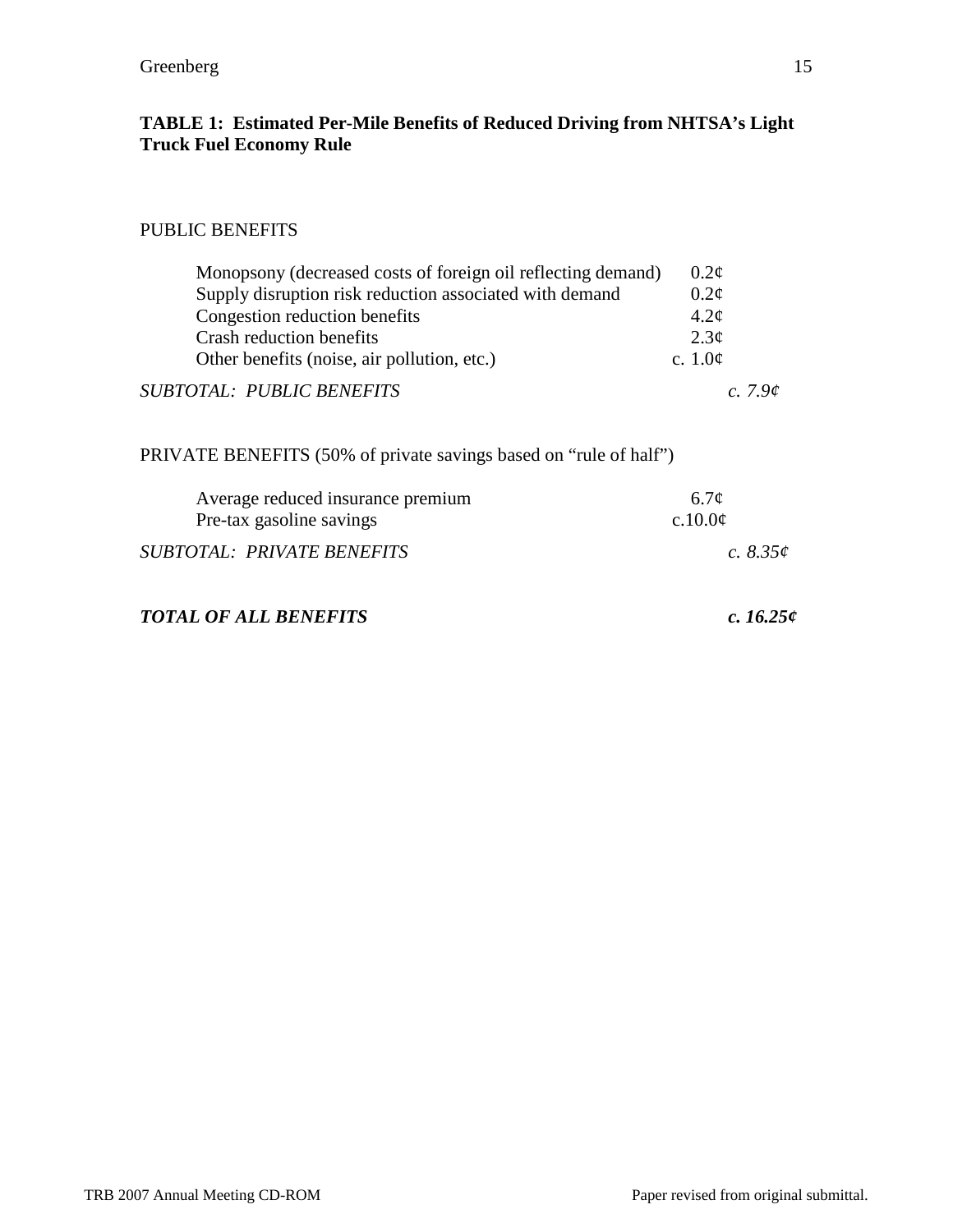**TABLE 1: Estimated Per-Mile Benefits of Reduced Driving from NHTSA's Light Truck Fuel Economy Rule**

| | | |
|---|---|---|
| PUBLIC BENEFITS | | |
| Monopsony (decreased costs of foreign oil reflecting demand) | 0.2¢ | |
| Supply disruption risk reduction associated with demand | 0.2¢ | |
| Congestion reduction benefits | 4.2¢ | |
| Crash reduction benefits | 2.3¢ | |
| Other benefits (noise, air pollution, etc.) | c. 1.0¢ | |
| *SUBTOTAL: PUBLIC BENEFITS* | | *c. 7.9¢* |
| PRIVATE BENEFITS (50% of private savings based on "rule of half") | | |
| Average reduced insurance premium | 6.7¢ | |
| Pre-tax gasoline savings | c.10.0¢ | |
| *SUBTOTAL: PRIVATE BENEFITS* | | *c. 8.35¢* |
| ***TOTAL OF ALL BENEFITS*** | | ***c. 16.25¢*** |